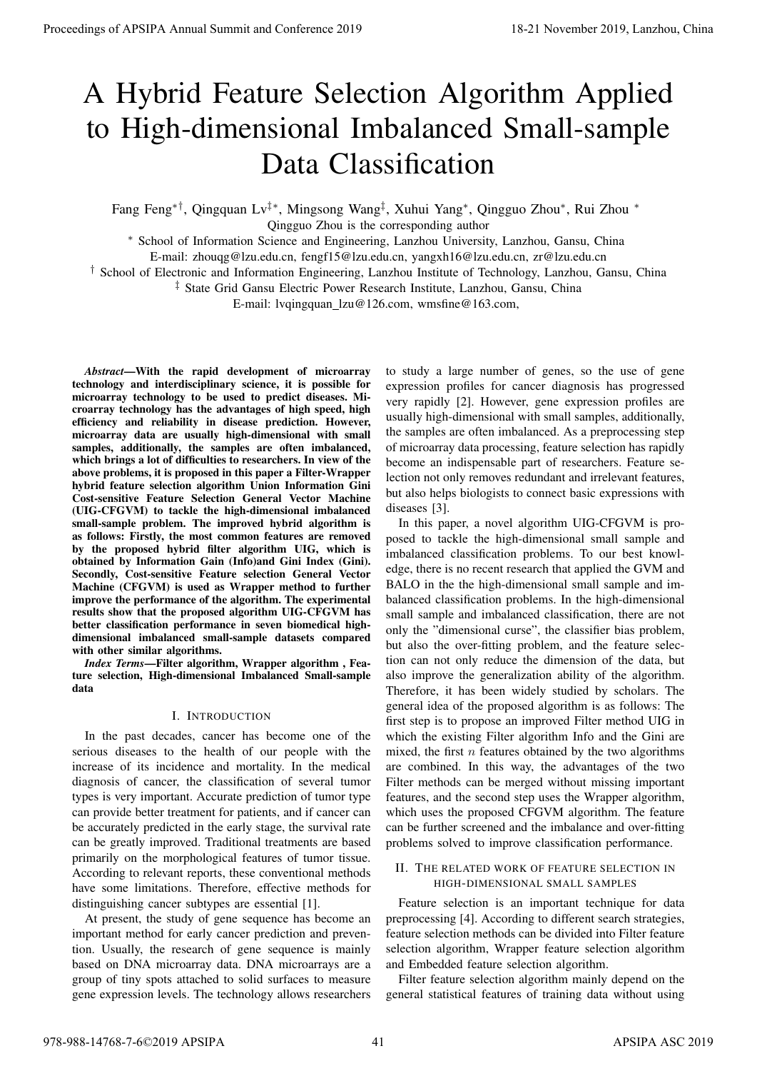# A Hybrid Feature Selection Algorithm Applied to High-dimensional Imbalanced Small-sample Data Classification

Fang Feng[*†], Qingquan Lv[‡*], Mingsong Wang[‡], Xuhui Yang[*], Qingguo Zhou[*], Rui Zhou [*]

Qingguo Zhou is the corresponding author

[*] School of Information Science and Engineering, Lanzhou University, Lanzhou, Gansu, China

E-mail: zhouqg@lzu.edu.cn, fengf15@lzu.edu.cn, yangxh16@lzu.edu.cn, zr@lzu.edu.cn

[†] School of Electronic and Information Engineering, Lanzhou Institute of Technology, Lanzhou, Gansu, China

[‡] State Grid Gansu Electric Power Research Institute, Lanzhou, Gansu, China

E-mail: lvqingquan_lzu@126.com, wmsfine@163.com,

***Abstract*—With the rapid development of microarray technology and interdisciplinary science, it is possible for microarray technology to be used to predict diseases. Microarray technology has the advantages of high speed, high efficiency and reliability in disease prediction. However, microarray data are usually high-dimensional with small samples, additionally, the samples are often imbalanced, which brings a lot of difficulties to researchers. In view of the above problems, it is proposed in this paper a Filter-Wrapper hybrid feature selection algorithm Union Information Gini Cost-sensitive Feature Selection General Vector Machine (UIG-CFGVM) to tackle the high-dimensional imbalanced small-sample problem. The improved hybrid algorithm is as follows: Firstly, the most common features are removed by the proposed hybrid filter algorithm UIG, which is obtained by Information Gain (Info)and Gini Index (Gini). Secondly, Cost-sensitive Feature selection General Vector Machine (CFGVM) is used as Wrapper method to further improve the performance of the algorithm. The experimental results show that the proposed algorithm UIG-CFGVM has better classification performance in seven biomedical high-dimensional imbalanced small-sample datasets compared with other similar algorithms.**

***Index Terms*—Filter algorithm, Wrapper algorithm , Feature selection, High-dimensional Imbalanced Small-sample data**

## I. Introduction

In the past decades, cancer has become one of the serious diseases to the health of our people with the increase of its incidence and mortality. In the medical diagnosis of cancer, the classification of several tumor types is very important. Accurate prediction of tumor type can provide better treatment for patients, and if cancer can be accurately predicted in the early stage, the survival rate can be greatly improved. Traditional treatments are based primarily on the morphological features of tumor tissue. According to relevant reports, these conventional methods have some limitations. Therefore, effective methods for distinguishing cancer subtypes are essential [1].

At present, the study of gene sequence has become an important method for early cancer prediction and prevention. Usually, the research of gene sequence is mainly based on DNA microarray data. DNA microarrays are a group of tiny spots attached to solid surfaces to measure gene expression levels. The technology allows researchers to study a large number of genes, so the use of gene expression profiles for cancer diagnosis has progressed very rapidly [2]. However, gene expression profiles are usually high-dimensional with small samples, additionally, the samples are often imbalanced. As a preprocessing step of microarray data processing, feature selection has rapidly become an indispensable part of researchers. Feature selection not only removes redundant and irrelevant features, but also helps biologists to connect basic expressions with diseases [3].

In this paper, a novel algorithm UIG-CFGVM is proposed to tackle the high-dimensional small sample and imbalanced classification problems. To our best knowledge, there is no recent research that applied the GVM and BALO in the the high-dimensional small sample and imbalanced classification problems. In the high-dimensional small sample and imbalanced classification, there are not only the "dimensional curse", the classifier bias problem, but also the over-fitting problem, and the feature selection can not only reduce the dimension of the data, but also improve the generalization ability of the algorithm. Therefore, it has been widely studied by scholars. The general idea of the proposed algorithm is as follows: The first step is to propose an improved Filter method UIG in which the existing Filter algorithm Info and the Gini are mixed, the first $n$ features obtained by the two algorithms are combined. In this way, the advantages of the two Filter methods can be merged without missing important features, and the second step uses the Wrapper algorithm, which uses the proposed CFGVM algorithm. The feature can be further screened and the imbalance and over-fitting problems solved to improve classification performance.

## II. The related work of feature selection in high-dimensional small samples

Feature selection is an important technique for data preprocessing [4]. According to different search strategies, feature selection methods can be divided into Filter feature selection algorithm, Wrapper feature selection algorithm and Embedded feature selection algorithm.

Filter feature selection algorithm mainly depend on the general statistical features of training data without using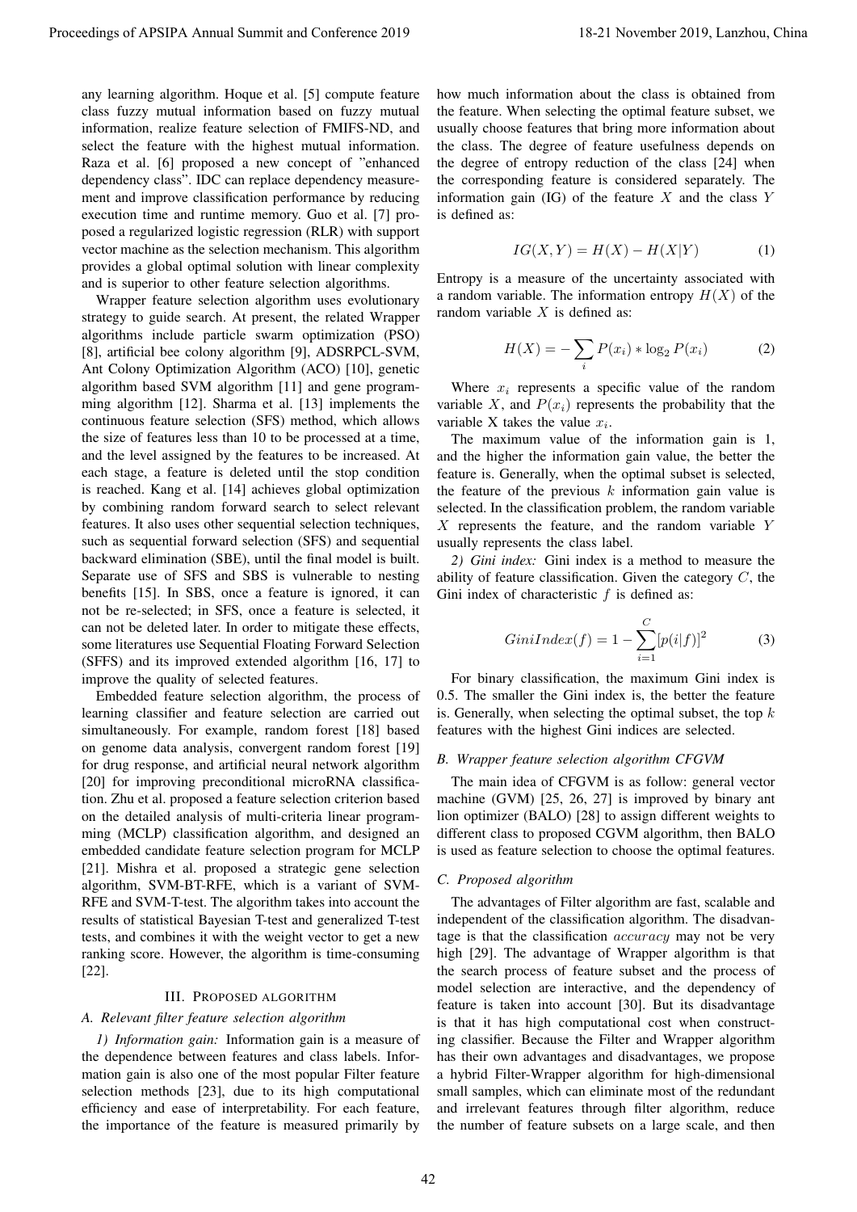any learning algorithm. Hoque et al. [5] compute feature class fuzzy mutual information based on fuzzy mutual information, realize feature selection of FMIFS-ND, and select the feature with the highest mutual information. Raza et al. [6] proposed a new concept of "enhanced dependency class". IDC can replace dependency measurement and improve classification performance by reducing execution time and runtime memory. Guo et al. [7] proposed a regularized logistic regression (RLR) with support vector machine as the selection mechanism. This algorithm provides a global optimal solution with linear complexity and is superior to other feature selection algorithms.

Wrapper feature selection algorithm uses evolutionary strategy to guide search. At present, the related Wrapper algorithms include particle swarm optimization (PSO) [8], artificial bee colony algorithm [9], ADSRPCL-SVM, Ant Colony Optimization Algorithm (ACO) [10], genetic algorithm based SVM algorithm [11] and gene programming algorithm [12]. Sharma et al. [13] implements the continuous feature selection (SFS) method, which allows the size of features less than 10 to be processed at a time, and the level assigned by the features to be increased. At each stage, a feature is deleted until the stop condition is reached. Kang et al. [14] achieves global optimization by combining random forward search to select relevant features. It also uses other sequential selection techniques, such as sequential forward selection (SFS) and sequential backward elimination (SBE), until the final model is built. Separate use of SFS and SBS is vulnerable to nesting benefits [15]. In SBS, once a feature is ignored, it can not be re-selected; in SFS, once a feature is selected, it can not be deleted later. In order to mitigate these effects, some literatures use Sequential Floating Forward Selection (SFFS) and its improved extended algorithm [16, 17] to improve the quality of selected features.

Embedded feature selection algorithm, the process of learning classifier and feature selection are carried out simultaneously. For example, random forest [18] based on genome data analysis, convergent random forest [19] for drug response, and artificial neural network algorithm [20] for improving preconditional microRNA classification. Zhu et al. proposed a feature selection criterion based on the detailed analysis of multi-criteria linear programming (MCLP) classification algorithm, and designed an embedded candidate feature selection program for MCLP [21]. Mishra et al. proposed a strategic gene selection algorithm, SVM-BT-RFE, which is a variant of SVM-RFE and SVM-T-test. The algorithm takes into account the results of statistical Bayesian T-test and generalized T-test tests, and combines it with the weight vector to get a new ranking score. However, the algorithm is time-consuming [22].

## III. Proposed algorithm

### A. Relevant filter feature selection algorithm

*1) Information gain:* Information gain is a measure of the dependence between features and class labels. Information gain is also one of the most popular Filter feature selection methods [23], due to its high computational efficiency and ease of interpretability. For each feature, the importance of the feature is measured primarily by how much information about the class is obtained from the feature. When selecting the optimal feature subset, we usually choose features that bring more information about the class. The degree of feature usefulness depends on the degree of entropy reduction of the class [24] when the corresponding feature is considered separately. The information gain (IG) of the feature $X$ and the class $Y$ is defined as:

$$IG(X,Y) = H(X) - H(X|Y) \tag{1}$$

Entropy is a measure of the uncertainty associated with a random variable. The information entropy $H(X)$ of the random variable $X$ is defined as:

$$H(X) = -\sum_i P(x_i) * \log_2 P(x_i) \tag{2}$$

Where $x_i$ represents a specific value of the random variable $X$, and $P(x_i)$ represents the probability that the variable X takes the value $x_i$.

The maximum value of the information gain is 1, and the higher the information gain value, the better the feature is. Generally, when the optimal subset is selected, the feature of the previous $k$ information gain value is selected. In the classification problem, the random variable $X$ represents the feature, and the random variable $Y$ usually represents the class label.

*2) Gini index:* Gini index is a method to measure the ability of feature classification. Given the category $C$, the Gini index of characteristic $f$ is defined as:

$$GiniIndex(f) = 1 - \sum_{i=1}^{C} [p(i|f)]^2 \tag{3}$$

For binary classification, the maximum Gini index is 0.5. The smaller the Gini index is, the better the feature is. Generally, when selecting the optimal subset, the top $k$ features with the highest Gini indices are selected.

### B. Wrapper feature selection algorithm CFGVM

The main idea of CFGVM is as follow: general vector machine (GVM) [25, 26, 27] is improved by binary ant lion optimizer (BALO) [28] to assign different weights to different class to proposed CGVM algorithm, then BALO is used as feature selection to choose the optimal features.

### C. Proposed algorithm

The advantages of Filter algorithm are fast, scalable and independent of the classification algorithm. The disadvantage is that the classification *accuracy* may not be very high [29]. The advantage of Wrapper algorithm is that the search process of feature subset and the process of model selection are interactive, and the dependency of feature is taken into account [30]. But its disadvantage is that it has high computational cost when constructing classifier. Because the Filter and Wrapper algorithm has their own advantages and disadvantages, we propose a hybrid Filter-Wrapper algorithm for high-dimensional small samples, which can eliminate most of the redundant and irrelevant features through filter algorithm, reduce the number of feature subsets on a large scale, and then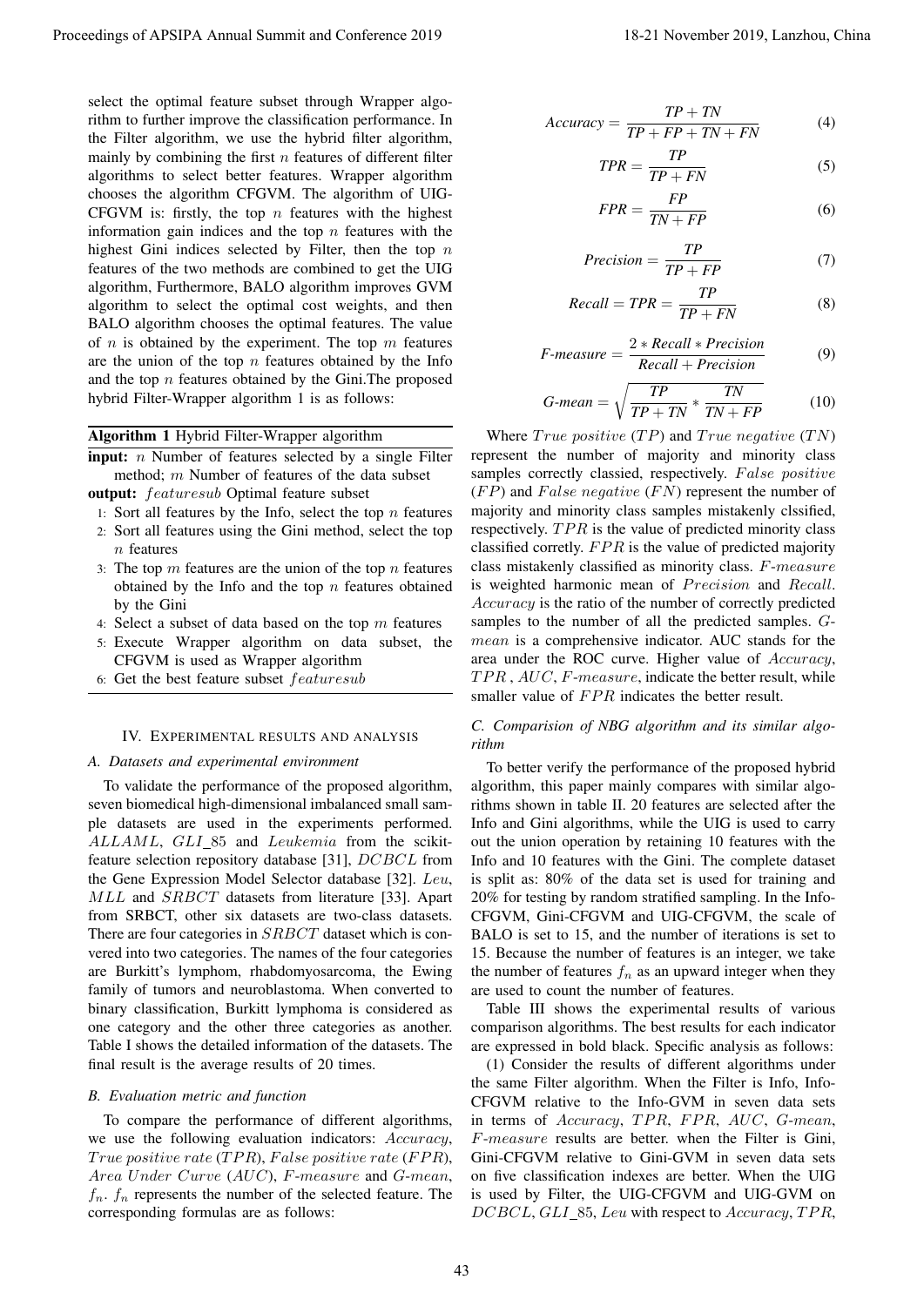select the optimal feature subset through Wrapper algorithm to further improve the classification performance. In the Filter algorithm, we use the hybrid filter algorithm, mainly by combining the first $n$ features of different filter algorithms to select better features. Wrapper algorithm chooses the algorithm CFGVM. The algorithm of UIG-CFGVM is: firstly, the top $n$ features with the highest information gain indices and the top $n$ features with the highest Gini indices selected by Filter, then the top $n$ features of the two methods are combined to get the UIG algorithm, Furthermore, BALO algorithm improves GVM algorithm to select the optimal cost weights, and then BALO algorithm chooses the optimal features. The value of $n$ is obtained by the experiment. The top $m$ features are the union of the top $n$ features obtained by the Info and the top $n$ features obtained by the Gini.The proposed hybrid Filter-Wrapper algorithm 1 is as follows:

**Algorithm 1** Hybrid Filter-Wrapper algorithm

**input:** $n$ Number of features selected by a single Filter method; $m$ Number of features of the data subset

**output:** $featuresub$ Optimal feature subset

1: Sort all features by the Info, select the top $n$ features
2: Sort all features using the Gini method, select the top $n$ features
3: The top $m$ features are the union of the top $n$ features obtained by the Info and the top $n$ features obtained by the Gini
4: Select a subset of data based on the top $m$ features
5: Execute Wrapper algorithm on data subset, the CFGVM is used as Wrapper algorithm
6: Get the best feature subset $featuresub$

## IV. Experimental results and analysis

### A. Datasets and experimental environment

To validate the performance of the proposed algorithm, seven biomedical high-dimensional imbalanced small sample datasets are used in the experiments performed. $ALLAML$, $GLI\_85$ and $Leukemia$ from the scikit-feature selection repository database [31], $DCBCL$ from the Gene Expression Model Selector database [32]. $Leu$, $MLL$ and $SRBCT$ datasets from literature [33]. Apart from SRBCT, other six datasets are two-class datasets. There are four categories in $SRBCT$ dataset which is converted into two categories. The names of the four categories are Burkitt's lymphom, rhabdomyosarcoma, the Ewing family of tumors and neuroblastoma. When converted to binary classification, Burkitt lymphoma is considered as one category and the other three categories as another. Table I shows the detailed information of the datasets. The final result is the average results of 20 times.

### B. Evaluation metric and function

To compare the performance of different algorithms, we use the following evaluation indicators: $Accuracy$, $True\ positive\ rate$ ($TPR$), $False\ positive\ rate$ ($FPR$), $Area\ Under\ Curve$ ($AUC$), $F$-$measure$ and $G$-$mean$, $f_n$. $f_n$ represents the number of the selected feature. The corresponding formulas are as follows:

$$Accuracy = \frac{TP + TN}{TP + FP + TN + FN} \tag{4}$$

$$TPR = \frac{TP}{TP + FN} \tag{5}$$

$$FPR = \frac{FP}{TN + FP} \tag{6}$$

$$Precision = \frac{TP}{TP + FP} \tag{7}$$

$$Recall = TPR = \frac{TP}{TP + FN} \tag{8}$$

$$F\text{-}measure = \frac{2 * Recall * Precision}{Recall + Precision} \tag{9}$$

$$G\text{-}mean = \sqrt{\frac{TP}{TP + TN} * \frac{TN}{TN + FP}} \tag{10}$$

Where $True\ positive$ ($TP$) and $True\ negative$ ($TN$) represent the number of majority and minority class samples correctly classied, respectively. $False\ positive$ ($FP$) and $False\ negative$ ($FN$) represent the number of majority and minority class samples mistakenly clssified, respectively. $TPR$ is the value of predicted minority class classified corretly. $FPR$ is the value of predicted majority class mistakenly classified as minority class. $F$-$measure$ is weighted harmonic mean of $Precision$ and $Recall$. $Accuracy$ is the ratio of the number of correctly predicted samples to the number of all the predicted samples. $G$-$mean$ is a comprehensive indicator. AUC stands for the area under the ROC curve. Higher value of $Accuracy$, $TPR$ , $AUC$, $F$-$measure$, indicate the better result, while smaller value of $FPR$ indicates the better result.

### C. Comparision of NBG algorithm and its similar algorithm

To better verify the performance of the proposed hybrid algorithm, this paper mainly compares with similar algorithms shown in table II. 20 features are selected after the Info and Gini algorithms, while the UIG is used to carry out the union operation by retaining 10 features with the Info and 10 features with the Gini. The complete dataset is split as: 80% of the data set is used for training and 20% for testing by random stratified sampling. In the Info-CFGVM, Gini-CFGVM and UIG-CFGVM, the scale of BALO is set to 15, and the number of iterations is set to 15. Because the number of features is an integer, we take the number of features $f_n$ as an upward integer when they are used to count the number of features.

Table III shows the experimental results of various comparison algorithms. The best results for each indicator are expressed in bold black. Specific analysis as follows:

(1) Consider the results of different algorithms under the same Filter algorithm. When the Filter is Info, Info-CFGVM relative to the Info-GVM in seven data sets in terms of $Accuracy$, $TPR$, $FPR$, $AUC$, $G$-$mean$, $F$-$measure$ results are better. when the Filter is Gini, Gini-CFGVM relative to Gini-GVM in seven data sets on five classification indexes are better. When the UIG is used by Filter, the UIG-CFGVM and UIG-GVM on $DCBCL$, $GLI\_85$, $Leu$ with respect to $Accuracy$, $TPR$,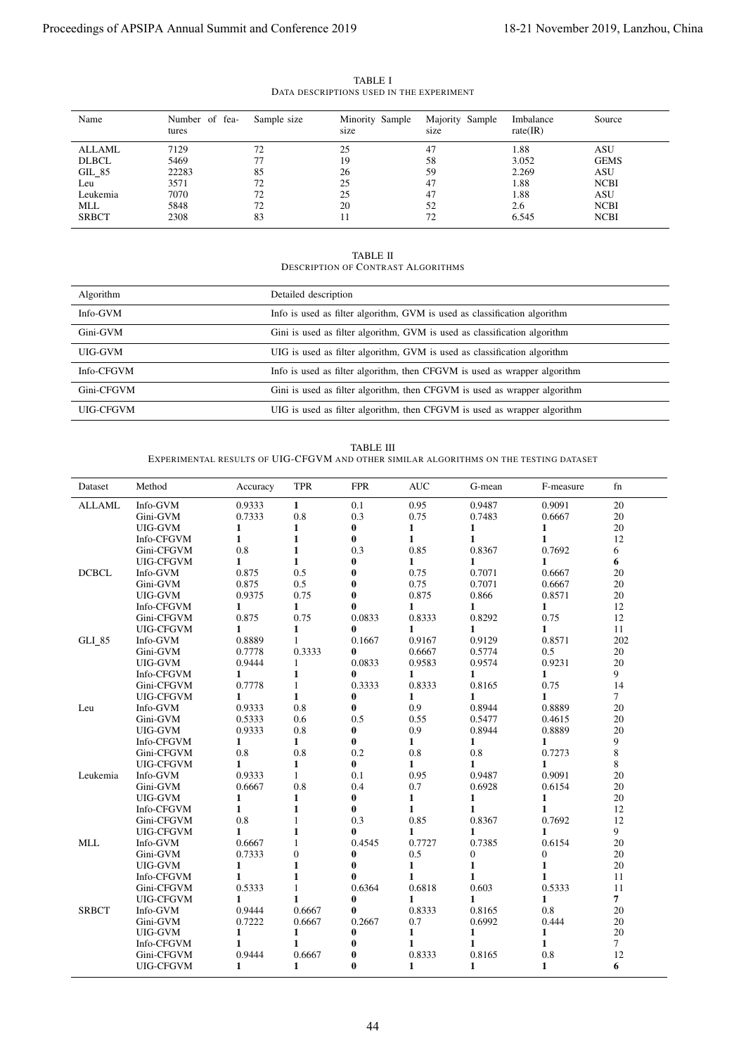TABLE I

DATA DESCRIPTIONS USED IN THE EXPERIMENT

| Name | Number of features | Sample size | Minority Sample size | Majority Sample size | Imbalance rate(IR) | Source |
|---|---|---|---|---|---|---|
| ALLAML | 7129 | 72 | 25 | 47 | 1.88 | ASU |
| DLBCL | 5469 | 77 | 19 | 58 | 3.052 | GEMS |
| GIL_85 | 22283 | 85 | 26 | 59 | 2.269 | ASU |
| Leu | 3571 | 72 | 25 | 47 | 1.88 | NCBI |
| Leukemia | 7070 | 72 | 25 | 47 | 1.88 | ASU |
| MLL | 5848 | 72 | 20 | 52 | 2.6 | NCBI |
| SRBCT | 2308 | 83 | 11 | 72 | 6.545 | NCBI |

TABLE II

DESCRIPTION OF CONTRAST ALGORITHMS

| Algorithm | Detailed description |
|---|---|
| Info-GVM | Info is used as filter algorithm, GVM is used as classification algorithm |
| Gini-GVM | Gini is used as filter algorithm, GVM is used as classification algorithm |
| UIG-GVM | UIG is used as filter algorithm, GVM is used as classification algorithm |
| Info-CFGVM | Info is used as filter algorithm, then CFGVM is used as wrapper algorithm |
| Gini-CFGVM | Gini is used as filter algorithm, then CFGVM is used as wrapper algorithm |
| UIG-CFGVM | UIG is used as filter algorithm, then CFGVM is used as wrapper algorithm |

TABLE III

EXPERIMENTAL RESULTS OF UIG-CFGVM AND OTHER SIMILAR ALGORITHMS ON THE TESTING DATASET

| Dataset | Method | Accuracy | TPR | FPR | AUC | G-mean | F-measure | fn |
|---|---|---|---|---|---|---|---|---|
| ALLAML | Info-GVM | 0.9333 | **1** | 0.1 | 0.95 | 0.9487 | 0.9091 | 20 |
| | Gini-GVM | 0.7333 | 0.8 | 0.3 | 0.75 | 0.7483 | 0.6667 | 20 |
| | UIG-GVM | **1** | **1** | **0** | **1** | **1** | **1** | 20 |
| | Info-CFGVM | **1** | **1** | **0** | **1** | **1** | **1** | 12 |
| | Gini-CFGVM | 0.8 | **1** | 0.3 | 0.85 | 0.8367 | 0.7692 | 6 |
| | UIG-CFGVM | **1** | **1** | **0** | **1** | **1** | **1** | **6** |
| DCBCL | Info-GVM | 0.875 | 0.5 | **0** | 0.75 | 0.7071 | 0.6667 | 20 |
| | Gini-GVM | 0.875 | 0.5 | **0** | 0.75 | 0.7071 | 0.6667 | 20 |
| | UIG-GVM | 0.9375 | 0.75 | **0** | 0.875 | 0.866 | 0.8571 | 20 |
| | Info-CFGVM | **1** | **1** | **0** | **1** | **1** | **1** | 12 |
| | Gini-CFGVM | 0.875 | 0.75 | 0.0833 | 0.8333 | 0.8292 | 0.75 | 12 |
| | UIG-CFGVM | **1** | **1** | **0** | **1** | **1** | **1** | 11 |
| GLI_85 | Info-GVM | 0.8889 | 1 | 0.1667 | 0.9167 | 0.9129 | 0.8571 | 202 |
| | Gini-GVM | 0.7778 | 0.3333 | **0** | 0.6667 | 0.5774 | 0.5 | 20 |
| | UIG-GVM | 0.9444 | 1 | 0.0833 | 0.9583 | 0.9574 | 0.9231 | 20 |
| | Info-CFGVM | **1** | **1** | **0** | **1** | **1** | **1** | 9 |
| | Gini-CFGVM | 0.7778 | 1 | 0.3333 | 0.8333 | 0.8165 | 0.75 | 14 |
| | UIG-CFGVM | **1** | **1** | **0** | **1** | **1** | **1** | 7 |
| Leu | Info-GVM | 0.9333 | 0.8 | **0** | 0.9 | 0.8944 | 0.8889 | 20 |
| | Gini-GVM | 0.5333 | 0.6 | 0.5 | 0.55 | 0.5477 | 0.4615 | 20 |
| | UIG-GVM | 0.9333 | 0.8 | **0** | 0.9 | 0.8944 | 0.8889 | 20 |
| | Info-CFGVM | **1** | **1** | **0** | **1** | **1** | **1** | 9 |
| | Gini-CFGVM | 0.8 | 0.8 | 0.2 | 0.8 | 0.8 | 0.7273 | 8 |
| | UIG-CFGVM | **1** | **1** | **0** | **1** | **1** | **1** | 8 |
| Leukemia | Info-GVM | 0.9333 | 1 | 0.1 | 0.95 | 0.9487 | 0.9091 | 20 |
| | Gini-GVM | 0.6667 | 0.8 | 0.4 | 0.7 | 0.6928 | 0.6154 | 20 |
| | UIG-GVM | **1** | **1** | **0** | **1** | **1** | **1** | 20 |
| | Info-CFGVM | **1** | **1** | **0** | **1** | **1** | **1** | 12 |
| | Gini-CFGVM | 0.8 | 1 | 0.3 | 0.85 | 0.8367 | 0.7692 | 12 |
| | UIG-CFGVM | **1** | **1** | **0** | **1** | **1** | **1** | 9 |
| MLL | Info-GVM | 0.6667 | 1 | 0.4545 | 0.7727 | 0.7385 | 0.6154 | 20 |
| | Gini-GVM | 0.7333 | 0 | **0** | 0.5 | 0 | 0 | 20 |
| | UIG-GVM | **1** | **1** | **0** | **1** | **1** | **1** | 20 |
| | Info-CFGVM | **1** | **1** | **0** | **1** | **1** | **1** | 11 |
| | Gini-CFGVM | 0.5333 | 1 | 0.6364 | 0.6818 | 0.603 | 0.5333 | 11 |
| | UIG-CFGVM | **1** | **1** | **0** | **1** | **1** | **1** | **7** |
| SRBCT | Info-GVM | 0.9444 | 0.6667 | **0** | 0.8333 | 0.8165 | 0.8 | 20 |
| | Gini-GVM | 0.7222 | 0.6667 | 0.2667 | 0.7 | 0.6992 | 0.444 | 20 |
| | UIG-GVM | **1** | **1** | **0** | **1** | **1** | **1** | 20 |
| | Info-CFGVM | **1** | **1** | **0** | **1** | **1** | **1** | 7 |
| | Gini-CFGVM | 0.9444 | 0.6667 | **0** | 0.8333 | 0.8165 | 0.8 | 12 |
| | UIG-CFGVM | **1** | **1** | **0** | **1** | **1** | **1** | **6** |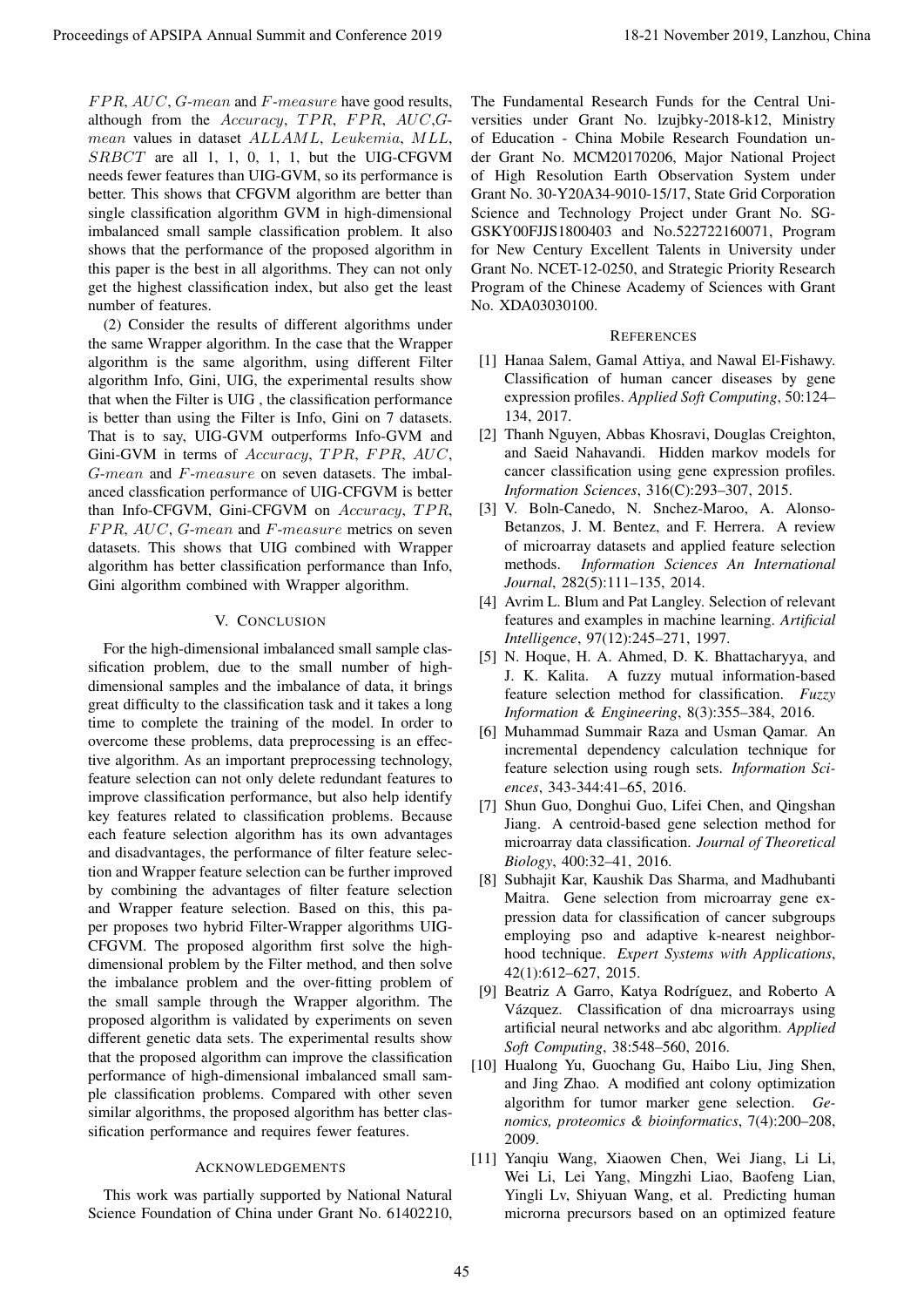$FPR$, $AUC$, $G\text{-}mean$ and $F\text{-}measure$ have good results, although from the $Accuracy$, $TPR$, $FPR$, $AUC$,$G\text{-}mean$ values in dataset $ALLAML$, $Leukemia$, $MLL$, $SRBCT$ are all 1, 1, 0, 1, 1, but the UIG-CFGVM needs fewer features than UIG-GVM, so its performance is better. This shows that CFGVM algorithm are better than single classification algorithm GVM in high-dimensional imbalanced small sample classification problem. It also shows that the performance of the proposed algorithm in this paper is the best in all algorithms. They can not only get the highest classification index, but also get the least number of features.

(2) Consider the results of different algorithms under the same Wrapper algorithm. In the case that the Wrapper algorithm is the same algorithm, using different Filter algorithm Info, Gini, UIG, the experimental results show that when the Filter is UIG , the classification performance is better than using the Filter is Info, Gini on 7 datasets. That is to say, UIG-GVM outperforms Info-GVM and Gini-GVM in terms of $Accuracy$, $TPR$, $FPR$, $AUC$, $G\text{-}mean$ and $F\text{-}measure$ on seven datasets. The imbalanced classfication performance of UIG-CFGVM is better than Info-CFGVM, Gini-CFGVM on $Accuracy$, $TPR$, $FPR$, $AUC$, $G\text{-}mean$ and $F\text{-}measure$ metrics on seven datasets. This shows that UIG combined with Wrapper algorithm has better classification performance than Info, Gini algorithm combined with Wrapper algorithm.

## V. Conclusion

For the high-dimensional imbalanced small sample classification problem, due to the small number of high-dimensional samples and the imbalance of data, it brings great difficulty to the classification task and it takes a long time to complete the training of the model. In order to overcome these problems, data preprocessing is an effective algorithm. As an important preprocessing technology, feature selection can not only delete redundant features to improve classification performance, but also help identify key features related to classification problems. Because each feature selection algorithm has its own advantages and disadvantages, the performance of filter feature selection and Wrapper feature selection can be further improved by combining the advantages of filter feature selection and Wrapper feature selection. Based on this, this paper proposes two hybrid Filter-Wrapper algorithms UIG-CFGVM. The proposed algorithm first solve the high-dimensional problem by the Filter method, and then solve the imbalance problem and the over-fitting problem of the small sample through the Wrapper algorithm. The proposed algorithm is validated by experiments on seven different genetic data sets. The experimental results show that the proposed algorithm can improve the classification performance of high-dimensional imbalanced small sample classification problems. Compared with other seven similar algorithms, the proposed algorithm has better classification performance and requires fewer features.

## Acknowledgements

This work was partially supported by National Natural Science Foundation of China under Grant No. 61402210, The Fundamental Research Funds for the Central Universities under Grant No. lzujbky-2018-k12, Ministry of Education - China Mobile Research Foundation under Grant No. MCM20170206, Major National Project of High Resolution Earth Observation System under Grant No. 30-Y20A34-9010-15/17, State Grid Corporation Science and Technology Project under Grant No. SG-GSKY00FJJS1800403 and No.522722160071, Program for New Century Excellent Talents in University under Grant No. NCET-12-0250, and Strategic Priority Research Program of the Chinese Academy of Sciences with Grant No. XDA03030100.

## References

[1] Hanaa Salem, Gamal Attiya, and Nawal El-Fishawy. Classification of human cancer diseases by gene expression profiles. *Applied Soft Computing*, 50:124–134, 2017.

[2] Thanh Nguyen, Abbas Khosravi, Douglas Creighton, and Saeid Nahavandi. Hidden markov models for cancer classification using gene expression profiles. *Information Sciences*, 316(C):293–307, 2015.

[3] V. Boln-Canedo, N. Snchez-Maroo, A. Alonso-Betanzos, J. M. Bentez, and F. Herrera. A review of microarray datasets and applied feature selection methods. *Information Sciences An International Journal*, 282(5):111–135, 2014.

[4] Avrim L. Blum and Pat Langley. Selection of relevant features and examples in machine learning. *Artificial Intelligence*, 97(12):245–271, 1997.

[5] N. Hoque, H. A. Ahmed, D. K. Bhattacharyya, and J. K. Kalita. A fuzzy mutual information-based feature selection method for classification. *Fuzzy Information & Engineering*, 8(3):355–384, 2016.

[6] Muhammad Summair Raza and Usman Qamar. An incremental dependency calculation technique for feature selection using rough sets. *Information Sciences*, 343-344:41–65, 2016.

[7] Shun Guo, Donghui Guo, Lifei Chen, and Qingshan Jiang. A centroid-based gene selection method for microarray data classification. *Journal of Theoretical Biology*, 400:32–41, 2016.

[8] Subhajit Kar, Kaushik Das Sharma, and Madhubanti Maitra. Gene selection from microarray gene expression data for classification of cancer subgroups employing pso and adaptive k-nearest neighborhood technique. *Expert Systems with Applications*, 42(1):612–627, 2015.

[9] Beatriz A Garro, Katya Rodríguez, and Roberto A Vázquez. Classification of dna microarrays using artificial neural networks and abc algorithm. *Applied Soft Computing*, 38:548–560, 2016.

[10] Hualong Yu, Guochang Gu, Haibo Liu, Jing Shen, and Jing Zhao. A modified ant colony optimization algorithm for tumor marker gene selection. *Genomics, proteomics & bioinformatics*, 7(4):200–208, 2009.

[11] Yanqiu Wang, Xiaowen Chen, Wei Jiang, Li Li, Wei Li, Lei Yang, Mingzhi Liao, Baofeng Lian, Yingli Lv, Shiyuan Wang, et al. Predicting human microrna precursors based on an optimized feature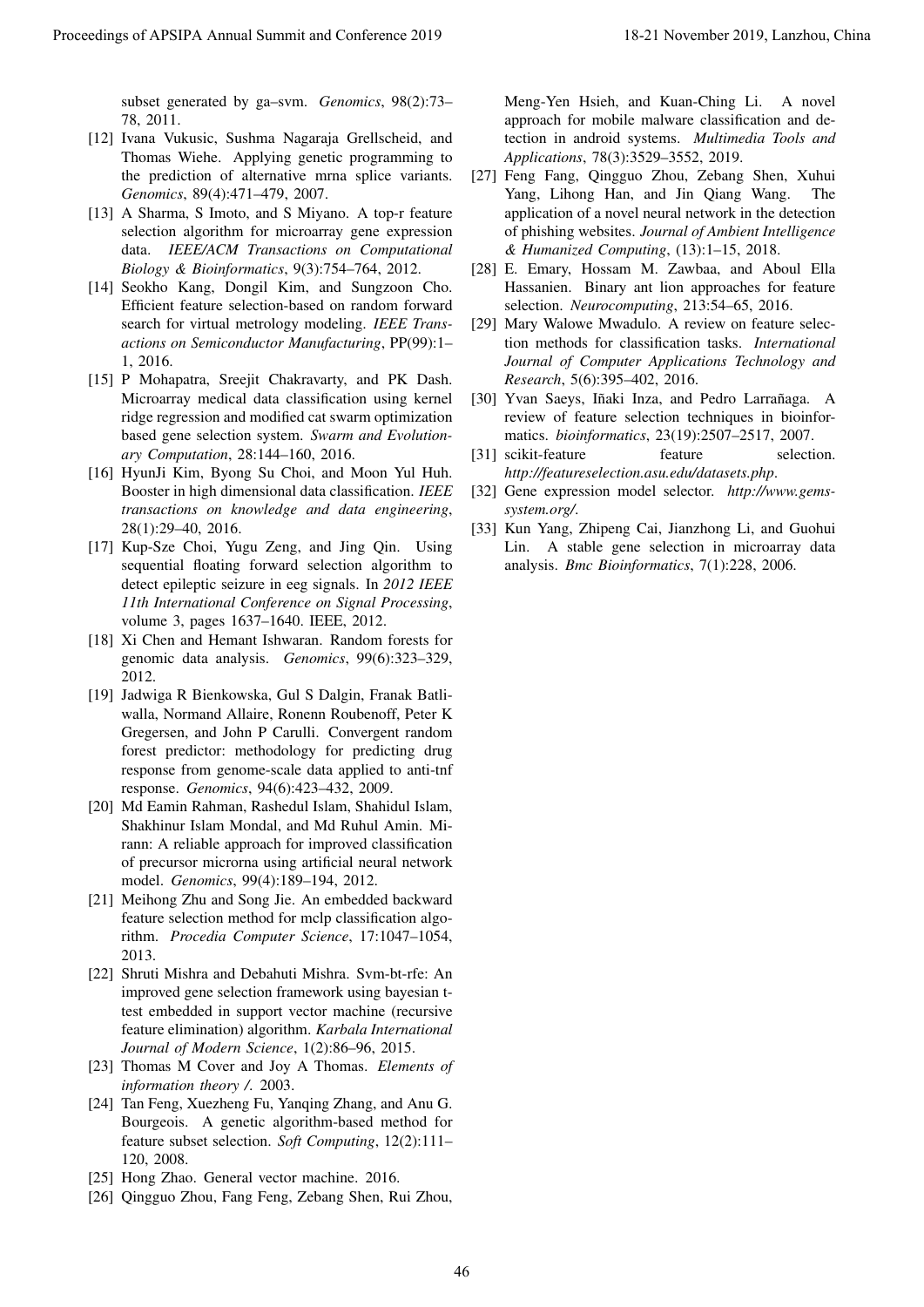subset generated by ga–svm. *Genomics*, 98(2):73–78, 2011.

[12] Ivana Vukusic, Sushma Nagaraja Grellscheid, and Thomas Wiehe. Applying genetic programming to the prediction of alternative mrna splice variants. *Genomics*, 89(4):471–479, 2007.

[13] A Sharma, S Imoto, and S Miyano. A top-r feature selection algorithm for microarray gene expression data. *IEEE/ACM Transactions on Computational Biology & Bioinformatics*, 9(3):754–764, 2012.

[14] Seokho Kang, Dongil Kim, and Sungzoon Cho. Efficient feature selection-based on random forward search for virtual metrology modeling. *IEEE Transactions on Semiconductor Manufacturing*, PP(99):1–1, 2016.

[15] P Mohapatra, Sreejit Chakravarty, and PK Dash. Microarray medical data classification using kernel ridge regression and modified cat swarm optimization based gene selection system. *Swarm and Evolutionary Computation*, 28:144–160, 2016.

[16] HyunJi Kim, Byong Su Choi, and Moon Yul Huh. Booster in high dimensional data classification. *IEEE transactions on knowledge and data engineering*, 28(1):29–40, 2016.

[17] Kup-Sze Choi, Yugu Zeng, and Jing Qin. Using sequential floating forward selection algorithm to detect epileptic seizure in eeg signals. In *2012 IEEE 11th International Conference on Signal Processing*, volume 3, pages 1637–1640. IEEE, 2012.

[18] Xi Chen and Hemant Ishwaran. Random forests for genomic data analysis. *Genomics*, 99(6):323–329, 2012.

[19] Jadwiga R Bienkowska, Gul S Dalgin, Franak Batliwalla, Normand Allaire, Ronenn Roubenoff, Peter K Gregersen, and John P Carulli. Convergent random forest predictor: methodology for predicting drug response from genome-scale data applied to anti-tnf response. *Genomics*, 94(6):423–432, 2009.

[20] Md Eamin Rahman, Rashedul Islam, Shahidul Islam, Shakhinur Islam Mondal, and Md Ruhul Amin. Mirann: A reliable approach for improved classification of precursor microrna using artificial neural network model. *Genomics*, 99(4):189–194, 2012.

[21] Meihong Zhu and Song Jie. An embedded backward feature selection method for mclp classification algorithm. *Procedia Computer Science*, 17:1047–1054, 2013.

[22] Shruti Mishra and Debahuti Mishra. Svm-bt-rfe: An improved gene selection framework using bayesian t-test embedded in support vector machine (recursive feature elimination) algorithm. *Karbala International Journal of Modern Science*, 1(2):86–96, 2015.

[23] Thomas M Cover and Joy A Thomas. *Elements of information theory /*. 2003.

[24] Tan Feng, Xuezheng Fu, Yanqing Zhang, and Anu G. Bourgeois. A genetic algorithm-based method for feature subset selection. *Soft Computing*, 12(2):111–120, 2008.

[25] Hong Zhao. General vector machine. 2016.

[26] Qingguo Zhou, Fang Feng, Zebang Shen, Rui Zhou, Meng-Yen Hsieh, and Kuan-Ching Li. A novel approach for mobile malware classification and detection in android systems. *Multimedia Tools and Applications*, 78(3):3529–3552, 2019.

[27] Feng Fang, Qingguo Zhou, Zebang Shen, Xuhui Yang, Lihong Han, and Jin Qiang Wang. The application of a novel neural network in the detection of phishing websites. *Journal of Ambient Intelligence & Humanized Computing*, (13):1–15, 2018.

[28] E. Emary, Hossam M. Zawbaa, and Aboul Ella Hassanien. Binary ant lion approaches for feature selection. *Neurocomputing*, 213:54–65, 2016.

[29] Mary Walowe Mwadulo. A review on feature selection methods for classification tasks. *International Journal of Computer Applications Technology and Research*, 5(6):395–402, 2016.

[30] Yvan Saeys, Iñaki Inza, and Pedro Larrañaga. A review of feature selection techniques in bioinformatics. *bioinformatics*, 23(19):2507–2517, 2007.

[31] scikit-feature feature selection. *http://featureselection.asu.edu/datasets.php*.

[32] Gene expression model selector. *http://www.gems-system.org/*.

[33] Kun Yang, Zhipeng Cai, Jianzhong Li, and Guohui Lin. A stable gene selection in microarray data analysis. *Bmc Bioinformatics*, 7(1):228, 2006.